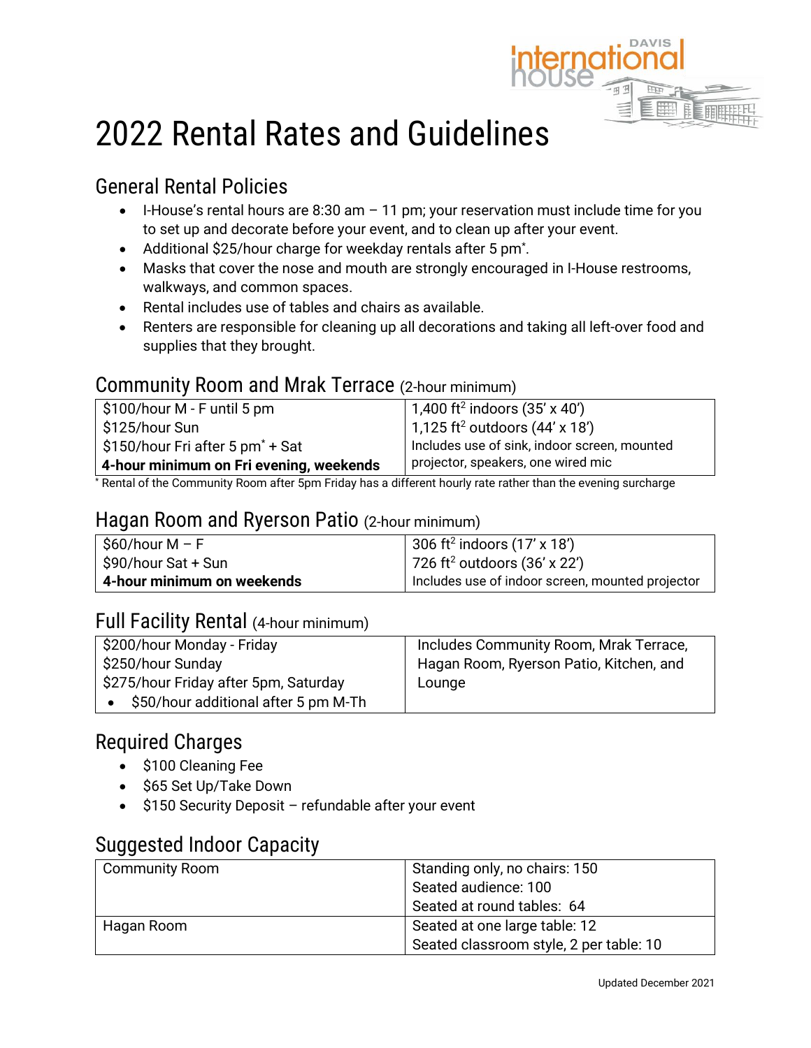# 2022 Rental Rates and Guidelines

## General Rental Policies

- I-House's rental hours are 8:30 am – 11 pm; your reservation must include time for you to set up and decorate before your event, and to clean up after your event.
- Additional $25/hour charge for weekday rentals after 5 pm*.
- Masks that cover the nose and mouth are strongly encouraged in I-House restrooms, walkways, and common spaces.
- Rental includes use of tables and chairs as available.
- Renters are responsible for cleaning up all decorations and taking all left-over food and supplies that they brought.

## Community Room and Mrak Terrace (2-hour minimum)

| | |
|---|---|
| $100/hour M - F until 5 pm | 1,400 ft$^2$ indoors (35' x 40') |
| $125/hour Sun | 1,125 ft$^2$ outdoors (44' x 18') |
| $150/hour Fri after 5 pm* + Sat | Includes use of sink, indoor screen, mounted |
| **4-hour minimum on Fri evening, weekends** | projector, speakers, one wired mic |

* Rental of the Community Room after 5pm Friday has a different hourly rate rather than the evening surcharge

## Hagan Room and Ryerson Patio (2-hour minimum)

| | |
|---|---|
| $60/hour M – F | 306 ft$^2$ indoors (17' x 18') |
| $90/hour Sat + Sun | 726 ft$^2$ outdoors (36' x 22') |
| **4-hour minimum on weekends** | Includes use of indoor screen, mounted projector |

## Full Facility Rental (4-hour minimum)

| | |
|---|---|
| $200/hour Monday - Friday<br>$250/hour Sunday<br>$275/hour Friday after 5pm, Saturday<br>• $50/hour additional after 5 pm M-Th | Includes Community Room, Mrak Terrace, Hagan Room, Ryerson Patio, Kitchen, and Lounge |

## Required Charges

- $100 Cleaning Fee
- $65 Set Up/Take Down
- $150 Security Deposit – refundable after your event

## Suggested Indoor Capacity

| | |
|---|---|
| Community Room | Standing only, no chairs: 150<br>Seated audience: 100<br>Seated at round tables: 64 |
| Hagan Room | Seated at one large table: 12<br>Seated classroom style, 2 per table: 10 |

Updated December 2021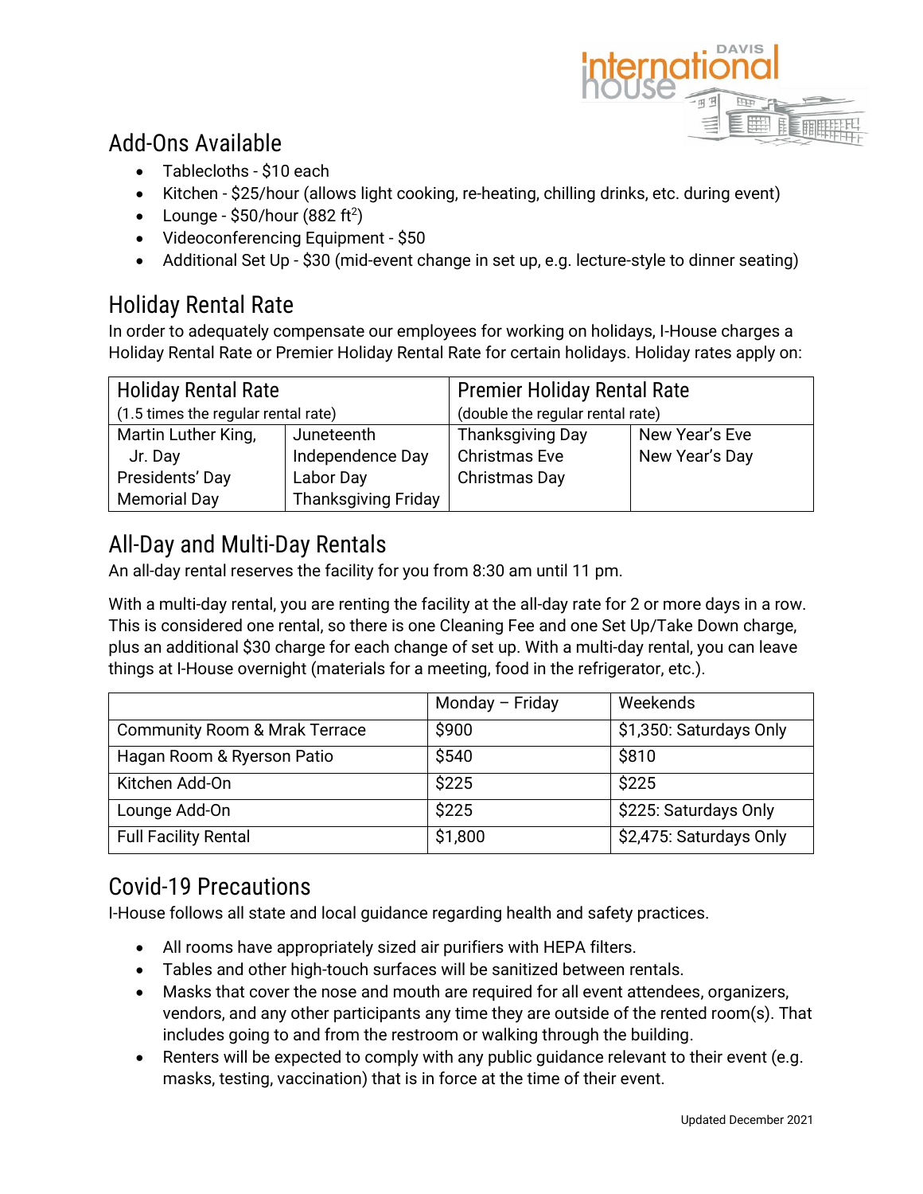## Add-Ons Available

- Tablecloths - $10 each
- Kitchen - $25/hour (allows light cooking, re-heating, chilling drinks, etc. during event)
- Lounge - $50/hour (882 $ft^2$)
- Videoconferencing Equipment - $50
- Additional Set Up - $30 (mid-event change in set up, e.g. lecture-style to dinner seating)

## Holiday Rental Rate

In order to adequately compensate our employees for working on holidays, I-House charges a Holiday Rental Rate or Premier Holiday Rental Rate for certain holidays. Holiday rates apply on:

| Holiday Rental Rate (1.5 times the regular rental rate) | | Premier Holiday Rental Rate (double the regular rental rate) | |
|---|---|---|---|
| Martin Luther King, Jr. Day<br>Presidents' Day<br>Memorial Day | Juneteenth<br>Independence Day<br>Labor Day<br>Thanksgiving Friday | Thanksgiving Day<br>Christmas Eve<br>Christmas Day | New Year's Eve<br>New Year's Day |

## All-Day and Multi-Day Rentals

An all-day rental reserves the facility for you from 8:30 am until 11 pm.

With a multi-day rental, you are renting the facility at the all-day rate for 2 or more days in a row. This is considered one rental, so there is one Cleaning Fee and one Set Up/Take Down charge, plus an additional $30 charge for each change of set up. With a multi-day rental, you can leave things at I-House overnight (materials for a meeting, food in the refrigerator, etc.).

| | Monday – Friday | Weekends |
|---|---|---|
| Community Room & Mrak Terrace | $900 | $1,350: Saturdays Only |
| Hagan Room & Ryerson Patio | $540 | $810 |
| Kitchen Add-On | $225 | $225 |
| Lounge Add-On | $225 | $225: Saturdays Only |
| Full Facility Rental | $1,800 | $2,475: Saturdays Only |

## Covid-19 Precautions

I-House follows all state and local guidance regarding health and safety practices.

- All rooms have appropriately sized air purifiers with HEPA filters.
- Tables and other high-touch surfaces will be sanitized between rentals.
- Masks that cover the nose and mouth are required for all event attendees, organizers, vendors, and any other participants any time they are outside of the rented room(s). That includes going to and from the restroom or walking through the building.
- Renters will be expected to comply with any public guidance relevant to their event (e.g. masks, testing, vaccination) that is in force at the time of their event.

Updated December 2021